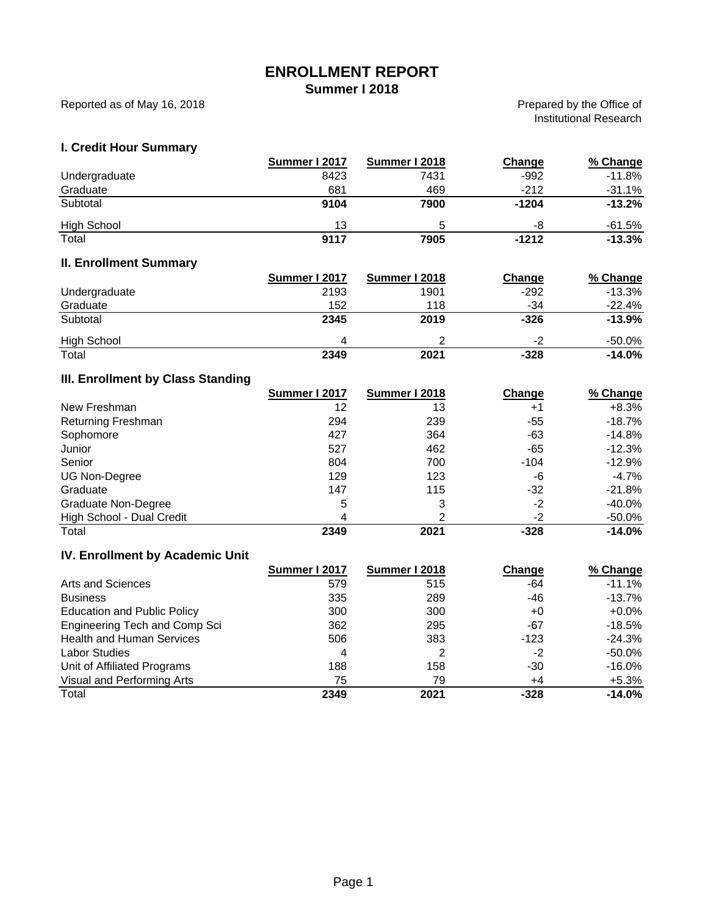# ENROLLMENT REPORT

## Summer I 2018

Reported as of May 16, 2018

Prepared by the Office of Institutional Research

### I. Credit Hour Summary

| | Summer I 2017 | Summer I 2018 | Change | % Change |
|---|---|---|---|---|
| Undergraduate | 8423 | 7431 | -992 | -11.8% |
| Graduate | 681 | 469 | -212 | -31.1% |
| **Subtotal** | **9104** | **7900** | **-1204** | **-13.2%** |
| High School | 13 | 5 | -8 | -61.5% |
| **Total** | **9117** | **7905** | **-1212** | **-13.3%** |

### II. Enrollment Summary

| | Summer I 2017 | Summer I 2018 | Change | % Change |
|---|---|---|---|---|
| Undergraduate | 2193 | 1901 | -292 | -13.3% |
| Graduate | 152 | 118 | -34 | -22.4% |
| **Subtotal** | **2345** | **2019** | **-326** | **-13.9%** |
| High School | 4 | 2 | -2 | -50.0% |
| **Total** | **2349** | **2021** | **-328** | **-14.0%** |

### III. Enrollment by Class Standing

| | Summer I 2017 | Summer I 2018 | Change | % Change |
|---|---|---|---|---|
| New Freshman | 12 | 13 | +1 | +8.3% |
| Returning Freshman | 294 | 239 | -55 | -18.7% |
| Sophomore | 427 | 364 | -63 | -14.8% |
| Junior | 527 | 462 | -65 | -12.3% |
| Senior | 804 | 700 | -104 | -12.9% |
| UG Non-Degree | 129 | 123 | -6 | -4.7% |
| Graduate | 147 | 115 | -32 | -21.8% |
| Graduate Non-Degree | 5 | 3 | -2 | -40.0% |
| High School - Dual Credit | 4 | 2 | -2 | -50.0% |
| **Total** | **2349** | **2021** | **-328** | **-14.0%** |

### IV. Enrollment by Academic Unit

| | Summer I 2017 | Summer I 2018 | Change | % Change |
|---|---|---|---|---|
| Arts and Sciences | 579 | 515 | -64 | -11.1% |
| Business | 335 | 289 | -46 | -13.7% |
| Education and Public Policy | 300 | 300 | +0 | +0.0% |
| Engineering Tech and Comp Sci | 362 | 295 | -67 | -18.5% |
| Health and Human Services | 506 | 383 | -123 | -24.3% |
| Labor Studies | 4 | 2 | -2 | -50.0% |
| Unit of Affiliated Programs | 188 | 158 | -30 | -16.0% |
| Visual and Performing Arts | 75 | 79 | +4 | +5.3% |
| **Total** | **2349** | **2021** | **-328** | **-14.0%** |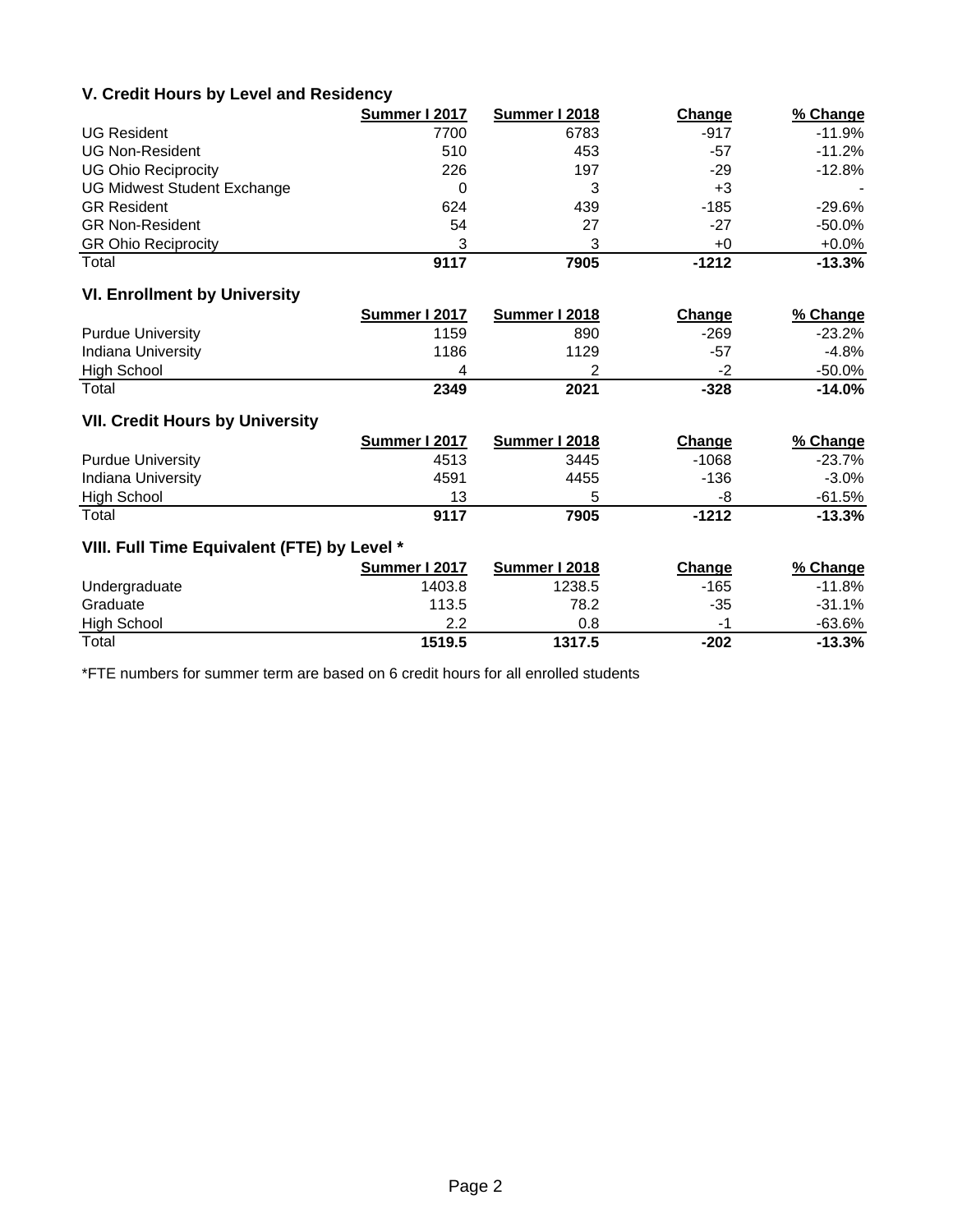### V. Credit Hours by Level and Residency

| | Summer I 2017 | Summer I 2018 | Change | % Change |
|---|---|---|---|---|
| UG Resident | 7700 | 6783 | -917 | -11.9% |
| UG Non-Resident | 510 | 453 | -57 | -11.2% |
| UG Ohio Reciprocity | 226 | 197 | -29 | -12.8% |
| UG Midwest Student Exchange | 0 | 3 | +3 | - |
| GR Resident | 624 | 439 | -185 | -29.6% |
| GR Non-Resident | 54 | 27 | -27 | -50.0% |
| GR Ohio Reciprocity | 3 | 3 | +0 | +0.0% |
| Total | **9117** | **7905** | **-1212** | **-13.3%** |

### VI. Enrollment by University

| | Summer I 2017 | Summer I 2018 | Change | % Change |
|---|---|---|---|---|
| Purdue University | 1159 | 890 | -269 | -23.2% |
| Indiana University | 1186 | 1129 | -57 | -4.8% |
| High School | 4 | 2 | -2 | -50.0% |
| Total | **2349** | **2021** | **-328** | **-14.0%** |

### VII. Credit Hours by University

| | Summer I 2017 | Summer I 2018 | Change | % Change |
|---|---|---|---|---|
| Purdue University | 4513 | 3445 | -1068 | -23.7% |
| Indiana University | 4591 | 4455 | -136 | -3.0% |
| High School | 13 | 5 | -8 | -61.5% |
| Total | **9117** | **7905** | **-1212** | **-13.3%** |

### VIII. Full Time Equivalent (FTE) by Level *

| | Summer I 2017 | Summer I 2018 | Change | % Change |
|---|---|---|---|---|
| Undergraduate | 1403.8 | 1238.5 | -165 | -11.8% |
| Graduate | 113.5 | 78.2 | -35 | -31.1% |
| High School | 2.2 | 0.8 | -1 | -63.6% |
| Total | **1519.5** | **1317.5** | **-202** | **-13.3%** |

*FTE numbers for summer term are based on 6 credit hours for all enrolled students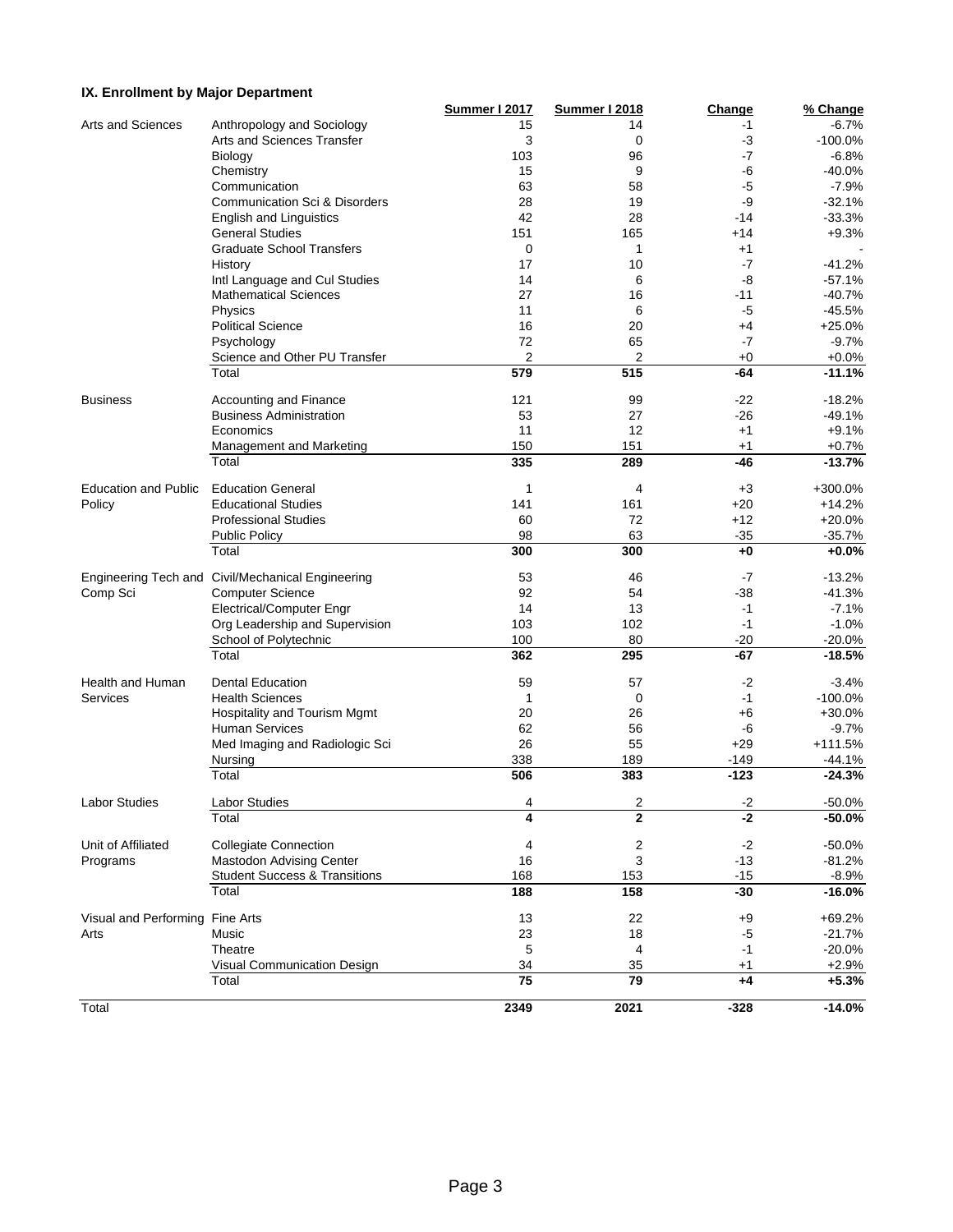### IX. Enrollment by Major Department

| | | Summer I 2017 | Summer I 2018 | Change | % Change |
|---|---|---|---|---|---|
| Arts and Sciences | Anthropology and Sociology | 15 | 14 | -1 | -6.7% |
| | Arts and Sciences Transfer | 3 | 0 | -3 | -100.0% |
| | Biology | 103 | 96 | -7 | -6.8% |
| | Chemistry | 15 | 9 | -6 | -40.0% |
| | Communication | 63 | 58 | -5 | -7.9% |
| | Communication Sci & Disorders | 28 | 19 | -9 | -32.1% |
| | English and Linguistics | 42 | 28 | -14 | -33.3% |
| | General Studies | 151 | 165 | +14 | +9.3% |
| | Graduate School Transfers | 0 | 1 | +1 | - |
| | History | 17 | 10 | -7 | -41.2% |
| | Intl Language and Cul Studies | 14 | 6 | -8 | -57.1% |
| | Mathematical Sciences | 27 | 16 | -11 | -40.7% |
| | Physics | 11 | 6 | -5 | -45.5% |
| | Political Science | 16 | 20 | +4 | +25.0% |
| | Psychology | 72 | 65 | -7 | -9.7% |
| | Science and Other PU Transfer | 2 | 2 | +0 | +0.0% |
| | Total | **579** | **515** | **-64** | **-11.1%** |
| Business | Accounting and Finance | 121 | 99 | -22 | -18.2% |
| | Business Administration | 53 | 27 | -26 | -49.1% |
| | Economics | 11 | 12 | +1 | +9.1% |
| | Management and Marketing | 150 | 151 | +1 | +0.7% |
| | Total | **335** | **289** | **-46** | **-13.7%** |
| Education and Public Policy | Education General | 1 | 4 | +3 | +300.0% |
| | Educational Studies | 141 | 161 | +20 | +14.2% |
| | Professional Studies | 60 | 72 | +12 | +20.0% |
| | Public Policy | 98 | 63 | -35 | -35.7% |
| | Total | **300** | **300** | **+0** | **+0.0%** |
| Engineering Tech and Comp Sci | Civil/Mechanical Engineering | 53 | 46 | -7 | -13.2% |
| | Computer Science | 92 | 54 | -38 | -41.3% |
| | Electrical/Computer Engr | 14 | 13 | -1 | -7.1% |
| | Org Leadership and Supervision | 103 | 102 | -1 | -1.0% |
| | School of Polytechnic | 100 | 80 | -20 | -20.0% |
| | Total | **362** | **295** | **-67** | **-18.5%** |
| Health and Human Services | Dental Education | 59 | 57 | -2 | -3.4% |
| | Health Sciences | 1 | 0 | -1 | -100.0% |
| | Hospitality and Tourism Mgmt | 20 | 26 | +6 | +30.0% |
| | Human Services | 62 | 56 | -6 | -9.7% |
| | Med Imaging and Radiologic Sci | 26 | 55 | +29 | +111.5% |
| | Nursing | 338 | 189 | -149 | -44.1% |
| | Total | **506** | **383** | **-123** | **-24.3%** |
| Labor Studies | Labor Studies | 4 | 2 | -2 | -50.0% |
| | Total | **4** | **2** | **-2** | **-50.0%** |
| Unit of Affiliated Programs | Collegiate Connection | 4 | 2 | -2 | -50.0% |
| | Mastodon Advising Center | 16 | 3 | -13 | -81.2% |
| | Student Success & Transitions | 168 | 153 | -15 | -8.9% |
| | Total | **188** | **158** | **-30** | **-16.0%** |
| Visual and Performing Arts | Fine Arts | 13 | 22 | +9 | +69.2% |
| | Music | 23 | 18 | -5 | -21.7% |
| | Theatre | 5 | 4 | -1 | -20.0% |
| | Visual Communication Design | 34 | 35 | +1 | +2.9% |
| | Total | **75** | **79** | **+4** | **+5.3%** |
| Total | | **2349** | **2021** | **-328** | **-14.0%** |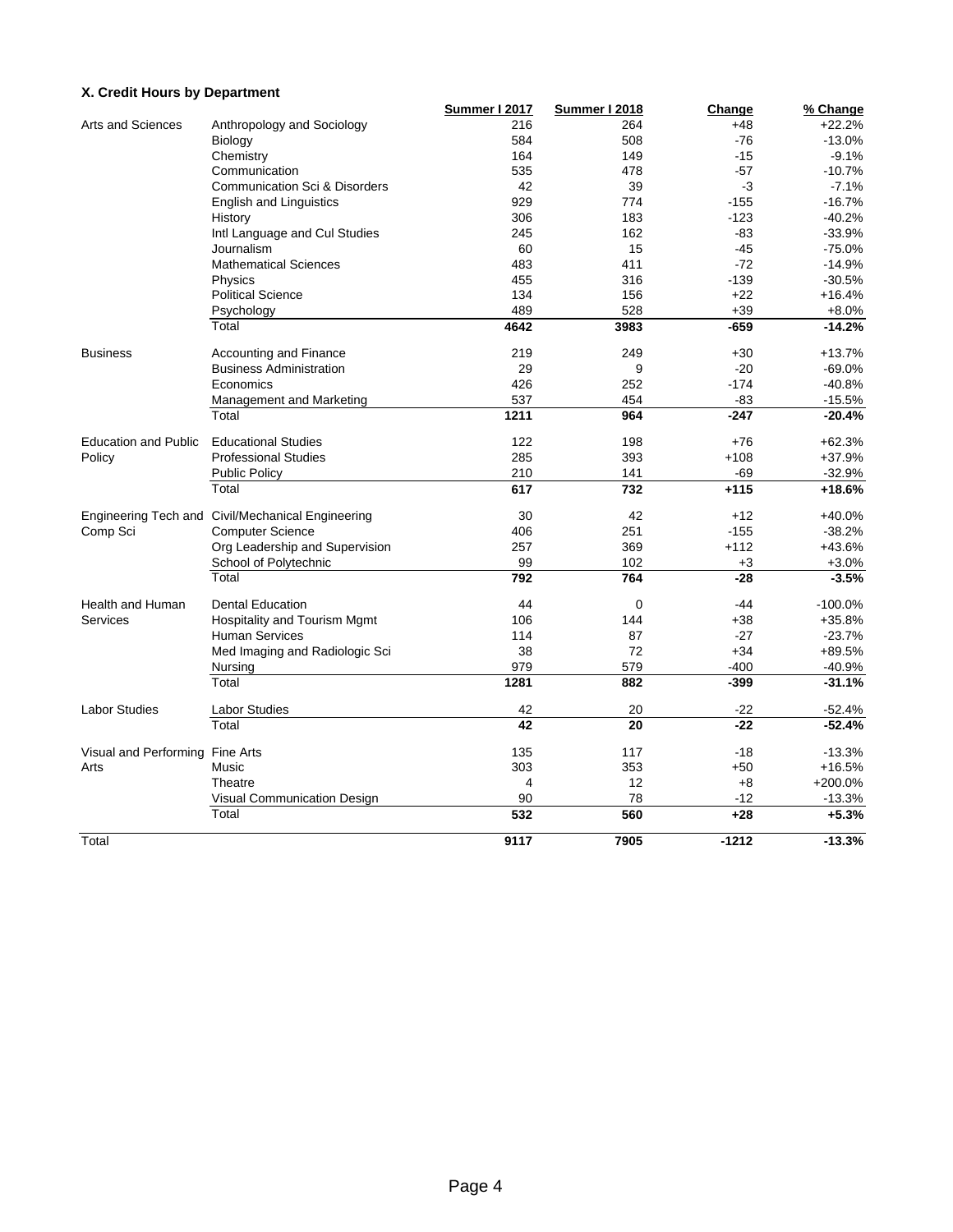### X. Credit Hours by Department

| | | Summer I 2017 | Summer I 2018 | Change | % Change |
|---|---|---|---|---|---|
| Arts and Sciences | Anthropology and Sociology | 216 | 264 | +48 | +22.2% |
| | Biology | 584 | 508 | -76 | -13.0% |
| | Chemistry | 164 | 149 | -15 | -9.1% |
| | Communication | 535 | 478 | -57 | -10.7% |
| | Communication Sci & Disorders | 42 | 39 | -3 | -7.1% |
| | English and Linguistics | 929 | 774 | -155 | -16.7% |
| | History | 306 | 183 | -123 | -40.2% |
| | Intl Language and Cul Studies | 245 | 162 | -83 | -33.9% |
| | Journalism | 60 | 15 | -45 | -75.0% |
| | Mathematical Sciences | 483 | 411 | -72 | -14.9% |
| | Physics | 455 | 316 | -139 | -30.5% |
| | Political Science | 134 | 156 | +22 | +16.4% |
| | Psychology | 489 | 528 | +39 | +8.0% |
| | Total | **4642** | **3983** | **-659** | **-14.2%** |
| Business | Accounting and Finance | 219 | 249 | +30 | +13.7% |
| | Business Administration | 29 | 9 | -20 | -69.0% |
| | Economics | 426 | 252 | -174 | -40.8% |
| | Management and Marketing | 537 | 454 | -83 | -15.5% |
| | Total | **1211** | **964** | **-247** | **-20.4%** |
| Education and Public Policy | Educational Studies | 122 | 198 | +76 | +62.3% |
| | Professional Studies | 285 | 393 | +108 | +37.9% |
| | Public Policy | 210 | 141 | -69 | -32.9% |
| | Total | **617** | **732** | **+115** | **+18.6%** |
| Engineering Tech and Comp Sci | Civil/Mechanical Engineering | 30 | 42 | +12 | +40.0% |
| | Computer Science | 406 | 251 | -155 | -38.2% |
| | Org Leadership and Supervision | 257 | 369 | +112 | +43.6% |
| | School of Polytechnic | 99 | 102 | +3 | +3.0% |
| | Total | **792** | **764** | **-28** | **-3.5%** |
| Health and Human Services | Dental Education | 44 | 0 | -44 | -100.0% |
| | Hospitality and Tourism Mgmt | 106 | 144 | +38 | +35.8% |
| | Human Services | 114 | 87 | -27 | -23.7% |
| | Med Imaging and Radiologic Sci | 38 | 72 | +34 | +89.5% |
| | Nursing | 979 | 579 | -400 | -40.9% |
| | Total | **1281** | **882** | **-399** | **-31.1%** |
| Labor Studies | Labor Studies | 42 | 20 | -22 | -52.4% |
| | Total | **42** | **20** | **-22** | **-52.4%** |
| Visual and Performing Arts | Fine Arts | 135 | 117 | -18 | -13.3% |
| | Music | 303 | 353 | +50 | +16.5% |
| | Theatre | 4 | 12 | +8 | +200.0% |
| | Visual Communication Design | 90 | 78 | -12 | -13.3% |
| | Total | **532** | **560** | **+28** | **+5.3%** |
| Total | | **9117** | **7905** | **-1212** | **-13.3%** |